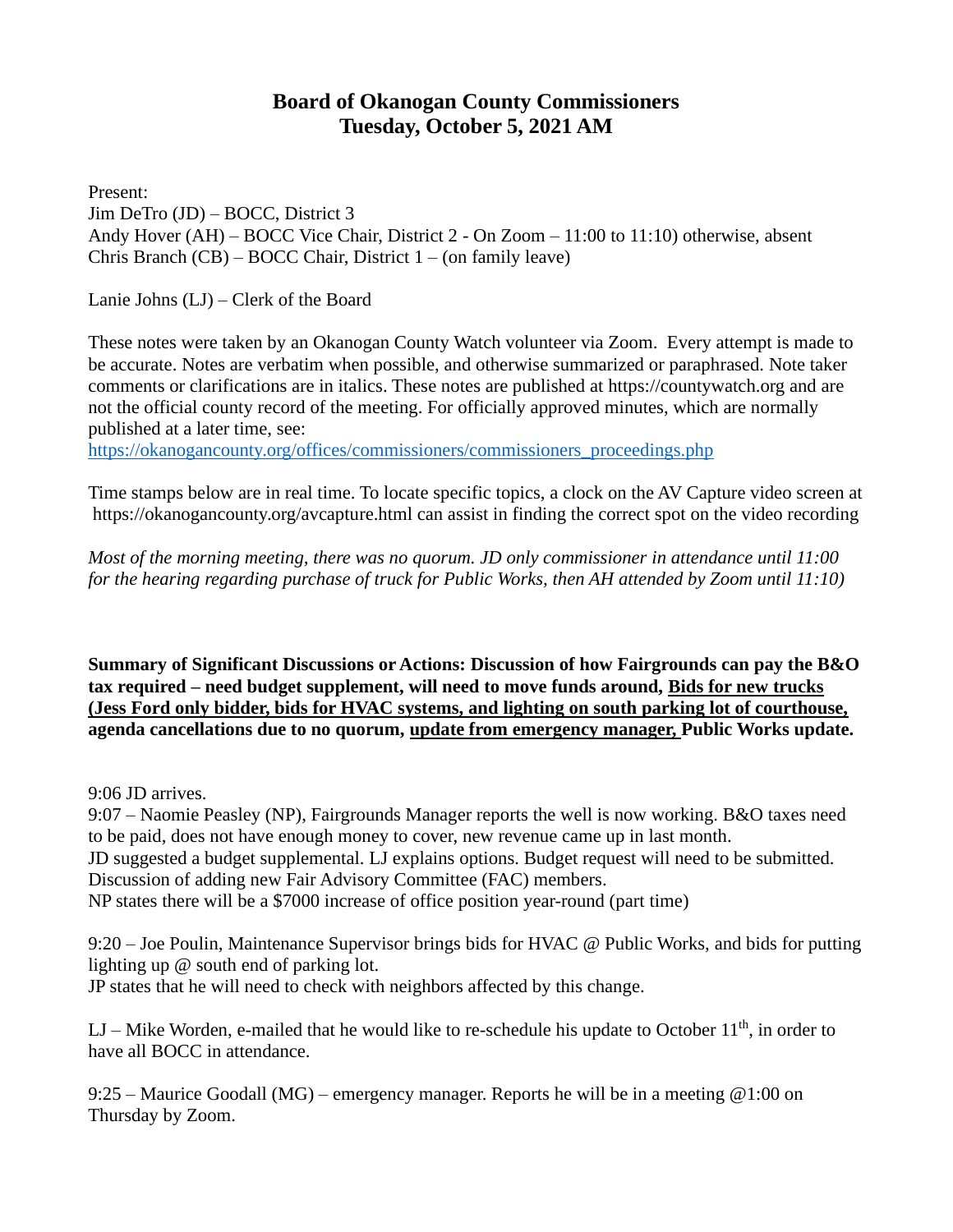# Board of Okanogan County Commissioners
# Tuesday, October 5, 2021 AM

Present:
Jim DeTro (JD) – BOCC, District 3
Andy Hover (AH) – BOCC Vice Chair, District 2 - On Zoom – 11:00 to 11:10) otherwise, absent
Chris Branch (CB) – BOCC Chair, District 1 – (on family leave)

Lanie Johns (LJ) – Clerk of the Board

These notes were taken by an Okanogan County Watch volunteer via Zoom. Every attempt is made to be accurate. Notes are verbatim when possible, and otherwise summarized or paraphrased. Note taker comments or clarifications are in italics. These notes are published at https://countywatch.org and are not the official county record of the meeting. For officially approved minutes, which are normally published at a later time, see:
https://okanogancounty.org/offices/commissioners/commissioners_proceedings.php

Time stamps below are in real time. To locate specific topics, a clock on the AV Capture video screen at https://okanogancounty.org/avcapture.html can assist in finding the correct spot on the video recording

*Most of the morning meeting, there was no quorum. JD only commissioner in attendance until 11:00 for the hearing regarding purchase of truck for Public Works, then AH attended by Zoom until 11:10)*

**Summary of Significant Discussions or Actions: Discussion of how Fairgrounds can pay the B&O tax required – need budget supplement, will need to move funds around, <u>Bids for new trucks (Jess Ford only bidder, bids for HVAC systems, and lighting on south parking lot of courthouse,</u> agenda cancellations due to no quorum, <u>update from emergency manager,</u> Public Works update.**

9:06 JD arrives.
9:07 – Naomie Peasley (NP), Fairgrounds Manager reports the well is now working. B&O taxes need to be paid, does not have enough money to cover, new revenue came up in last month.
JD suggested a budget supplemental. LJ explains options. Budget request will need to be submitted.
Discussion of adding new Fair Advisory Committee (FAC) members.
NP states there will be a $7000 increase of office position year-round (part time)

9:20 – Joe Poulin, Maintenance Supervisor brings bids for HVAC @ Public Works, and bids for putting lighting up @ south end of parking lot.
JP states that he will need to check with neighbors affected by this change.

LJ – Mike Worden, e-mailed that he would like to re-schedule his update to October 11th, in order to have all BOCC in attendance.

9:25 – Maurice Goodall (MG) – emergency manager. Reports he will be in a meeting @1:00 on Thursday by Zoom.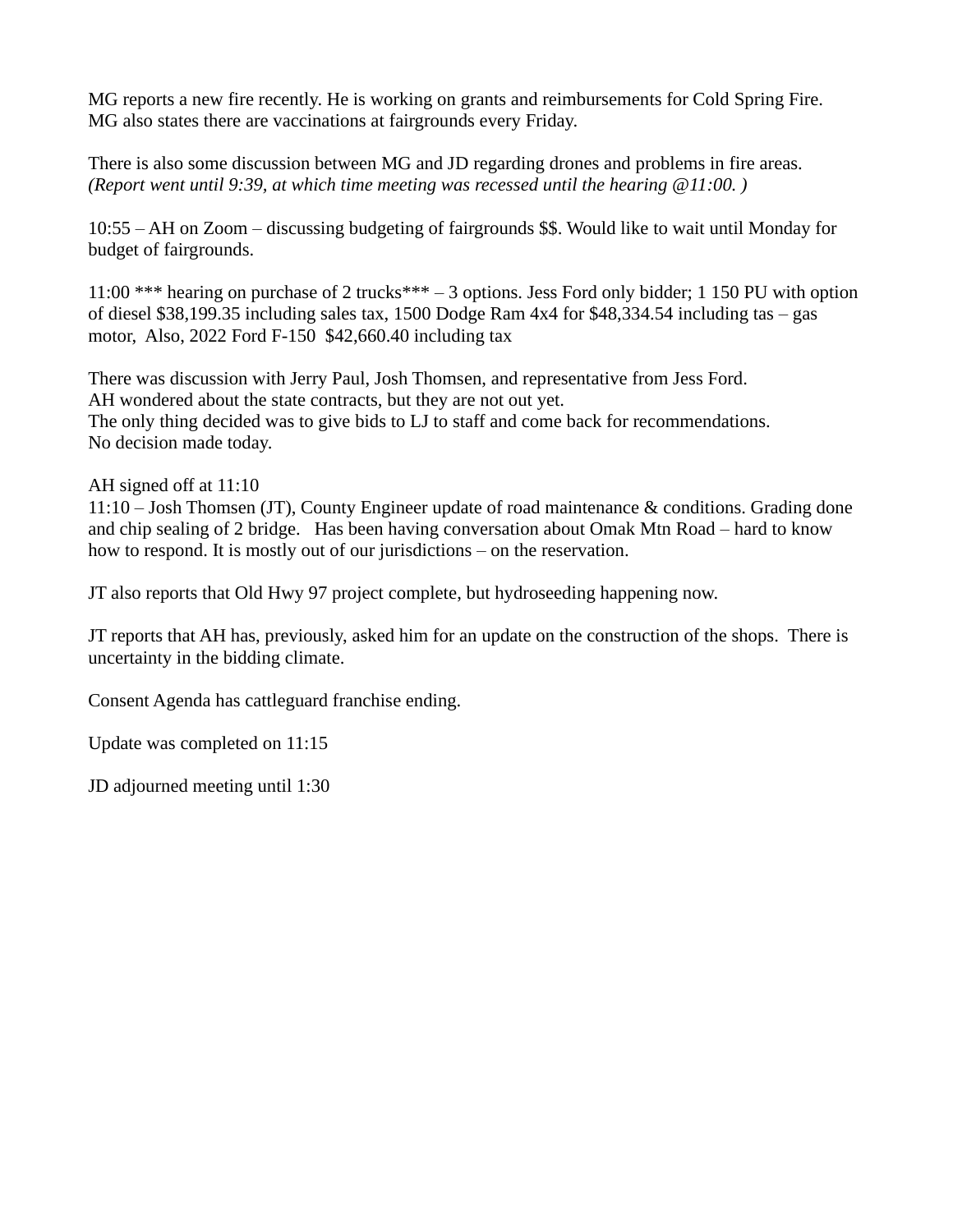MG reports a new fire recently. He is working on grants and reimbursements for Cold Spring Fire. MG also states there are vaccinations at fairgrounds every Friday.

There is also some discussion between MG and JD regarding drones and problems in fire areas. *(Report went until 9:39, at which time meeting was recessed until the hearing @11:00. )*

10:55 – AH on Zoom – discussing budgeting of fairgrounds $$. Would like to wait until Monday for budget of fairgrounds.

11:00 *** hearing on purchase of 2 trucks*** – 3 options. Jess Ford only bidder; 1 150 PU with option of diesel $38,199.35 including sales tax, 1500 Dodge Ram 4x4 for $48,334.54 including tas – gas motor,  Also, 2022 Ford F-150  $42,660.40 including tax

There was discussion with Jerry Paul, Josh Thomsen, and representative from Jess Ford.
AH wondered about the state contracts, but they are not out yet.
The only thing decided was to give bids to LJ to staff and come back for recommendations.
No decision made today.

AH signed off at 11:10
11:10 – Josh Thomsen (JT), County Engineer update of road maintenance & conditions. Grading done and chip sealing of 2 bridge.   Has been having conversation about Omak Mtn Road – hard to know how to respond. It is mostly out of our jurisdictions – on the reservation.

JT also reports that Old Hwy 97 project complete, but hydroseeding happening now.

JT reports that AH has, previously, asked him for an update on the construction of the shops.  There is uncertainty in the bidding climate.

Consent Agenda has cattleguard franchise ending.

Update was completed on 11:15

JD adjourned meeting until 1:30